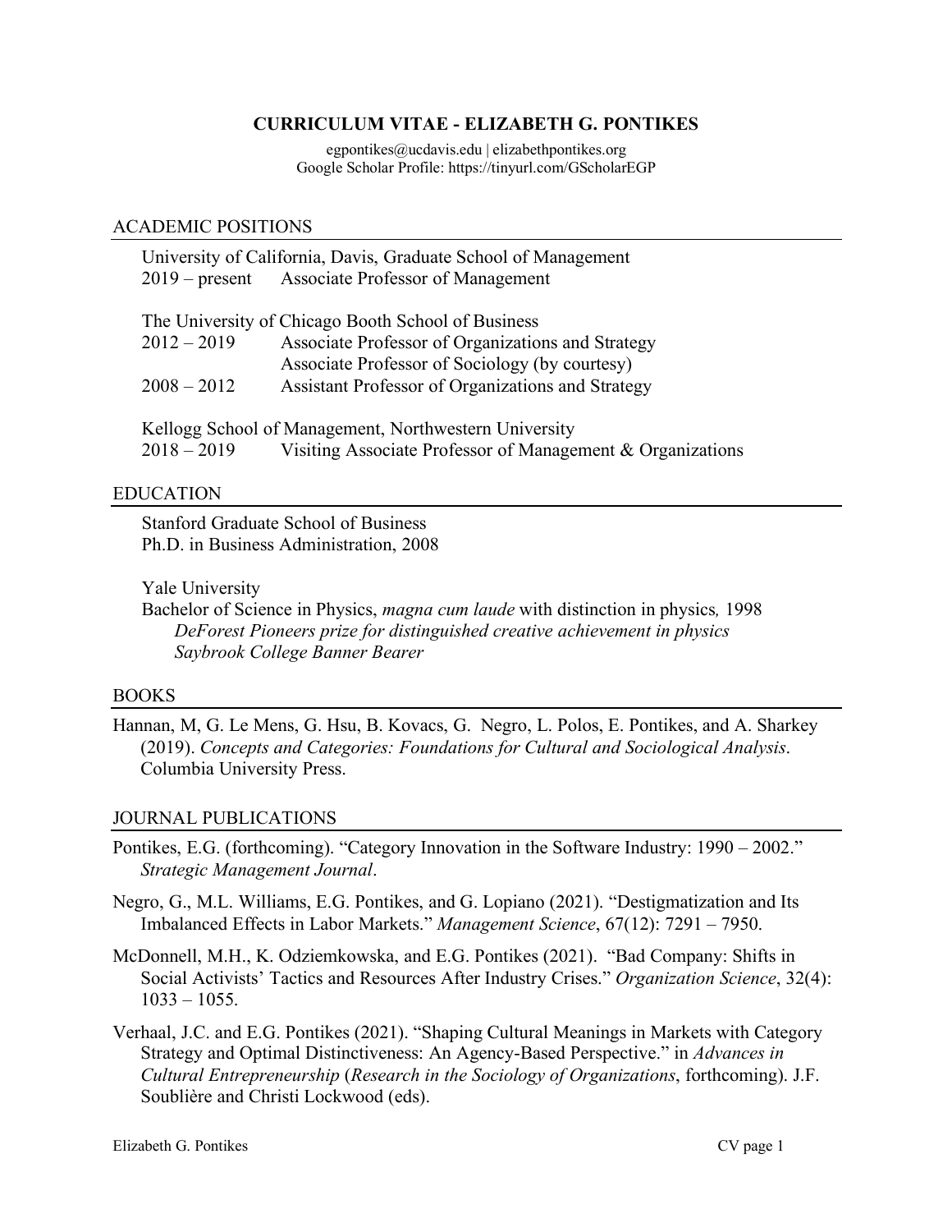# CURRICULUM VITAE - ELIZABETH G. PONTIKES

egpontikes@ucdavis.edu | elizabethpontikes.org
Google Scholar Profile: https://tinyurl.com/GScholarEGP

## ACADEMIC POSITIONS

University of California, Davis, Graduate School of Management
2019 – present Associate Professor of Management

The University of Chicago Booth School of Business
2012 – 2019 Associate Professor of Organizations and Strategy
Associate Professor of Sociology (by courtesy)
2008 – 2012 Assistant Professor of Organizations and Strategy

Kellogg School of Management, Northwestern University
2018 – 2019 Visiting Associate Professor of Management & Organizations

## EDUCATION

Stanford Graduate School of Business
Ph.D. in Business Administration, 2008

Yale University
Bachelor of Science in Physics, *magna cum laude* with distinction in physics, 1998
*DeForest Pioneers prize for distinguished creative achievement in physics*
*Saybrook College Banner Bearer*

## BOOKS

Hannan, M, G. Le Mens, G. Hsu, B. Kovacs, G. Negro, L. Polos, E. Pontikes, and A. Sharkey (2019). *Concepts and Categories: Foundations for Cultural and Sociological Analysis*. Columbia University Press.

## JOURNAL PUBLICATIONS

Pontikes, E.G. (forthcoming). "Category Innovation in the Software Industry: 1990 – 2002." *Strategic Management Journal*.

Negro, G., M.L. Williams, E.G. Pontikes, and G. Lopiano (2021). "Destigmatization and Its Imbalanced Effects in Labor Markets." *Management Science*, 67(12): 7291 – 7950.

McDonnell, M.H., K. Odziemkowska, and E.G. Pontikes (2021). "Bad Company: Shifts in Social Activists' Tactics and Resources After Industry Crises." *Organization Science*, 32(4): 1033 – 1055.

Verhaal, J.C. and E.G. Pontikes (2021). "Shaping Cultural Meanings in Markets with Category Strategy and Optimal Distinctiveness: An Agency-Based Perspective." in *Advances in Cultural Entrepreneurship* (*Research in the Sociology of Organizations*, forthcoming). J.F. Soublière and Christi Lockwood (eds).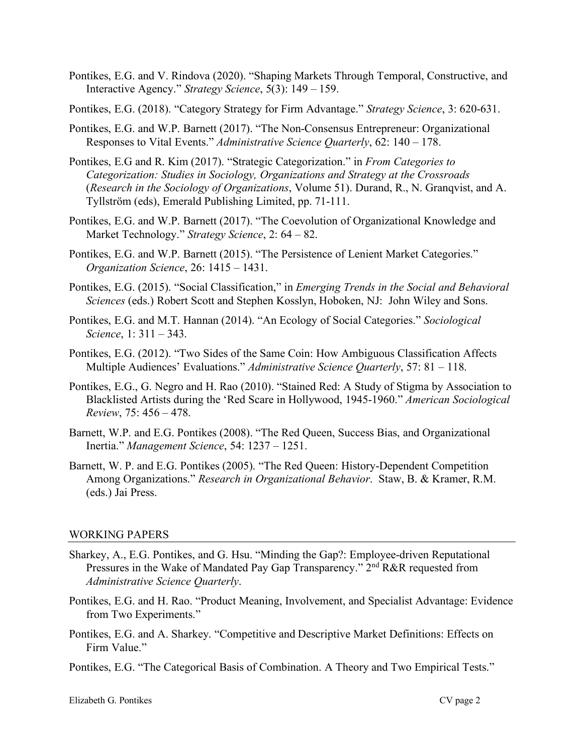Pontikes, E.G. and V. Rindova (2020). "Shaping Markets Through Temporal, Constructive, and Interactive Agency." *Strategy Science*, 5(3): 149 – 159.

Pontikes, E.G. (2018). "Category Strategy for Firm Advantage." *Strategy Science*, 3: 620-631.

Pontikes, E.G. and W.P. Barnett (2017). "The Non-Consensus Entrepreneur: Organizational Responses to Vital Events." *Administrative Science Quarterly*, 62: 140 – 178.

Pontikes, E.G and R. Kim (2017). "Strategic Categorization." in *From Categories to Categorization: Studies in Sociology, Organizations and Strategy at the Crossroads* (*Research in the Sociology of Organizations*, Volume 51). Durand, R., N. Granqvist, and A. Tyllström (eds), Emerald Publishing Limited, pp. 71-111.

Pontikes, E.G. and W.P. Barnett (2017). "The Coevolution of Organizational Knowledge and Market Technology." *Strategy Science*, 2: 64 – 82.

Pontikes, E.G. and W.P. Barnett (2015). "The Persistence of Lenient Market Categories." *Organization Science*, 26: 1415 – 1431.

Pontikes, E.G. (2015). "Social Classification," in *Emerging Trends in the Social and Behavioral Sciences* (eds.) Robert Scott and Stephen Kosslyn, Hoboken, NJ: John Wiley and Sons.

Pontikes, E.G. and M.T. Hannan (2014). "An Ecology of Social Categories." *Sociological Science*, 1: 311 – 343.

Pontikes, E.G. (2012). "Two Sides of the Same Coin: How Ambiguous Classification Affects Multiple Audiences' Evaluations." *Administrative Science Quarterly*, 57: 81 – 118.

Pontikes, E.G., G. Negro and H. Rao (2010). "Stained Red: A Study of Stigma by Association to Blacklisted Artists during the 'Red Scare in Hollywood, 1945-1960." *American Sociological Review*, 75: 456 – 478.

Barnett, W.P. and E.G. Pontikes (2008). "The Red Queen, Success Bias, and Organizational Inertia." *Management Science*, 54: 1237 – 1251.

Barnett, W. P. and E.G. Pontikes (2005). "The Red Queen: History-Dependent Competition Among Organizations." *Research in Organizational Behavior*. Staw, B. & Kramer, R.M. (eds.) Jai Press.

## WORKING PAPERS

Sharkey, A., E.G. Pontikes, and G. Hsu. "Minding the Gap?: Employee-driven Reputational Pressures in the Wake of Mandated Pay Gap Transparency." 2nd R&R requested from *Administrative Science Quarterly*.

Pontikes, E.G. and H. Rao. "Product Meaning, Involvement, and Specialist Advantage: Evidence from Two Experiments."

Pontikes, E.G. and A. Sharkey. "Competitive and Descriptive Market Definitions: Effects on Firm Value."

Pontikes, E.G. "The Categorical Basis of Combination. A Theory and Two Empirical Tests."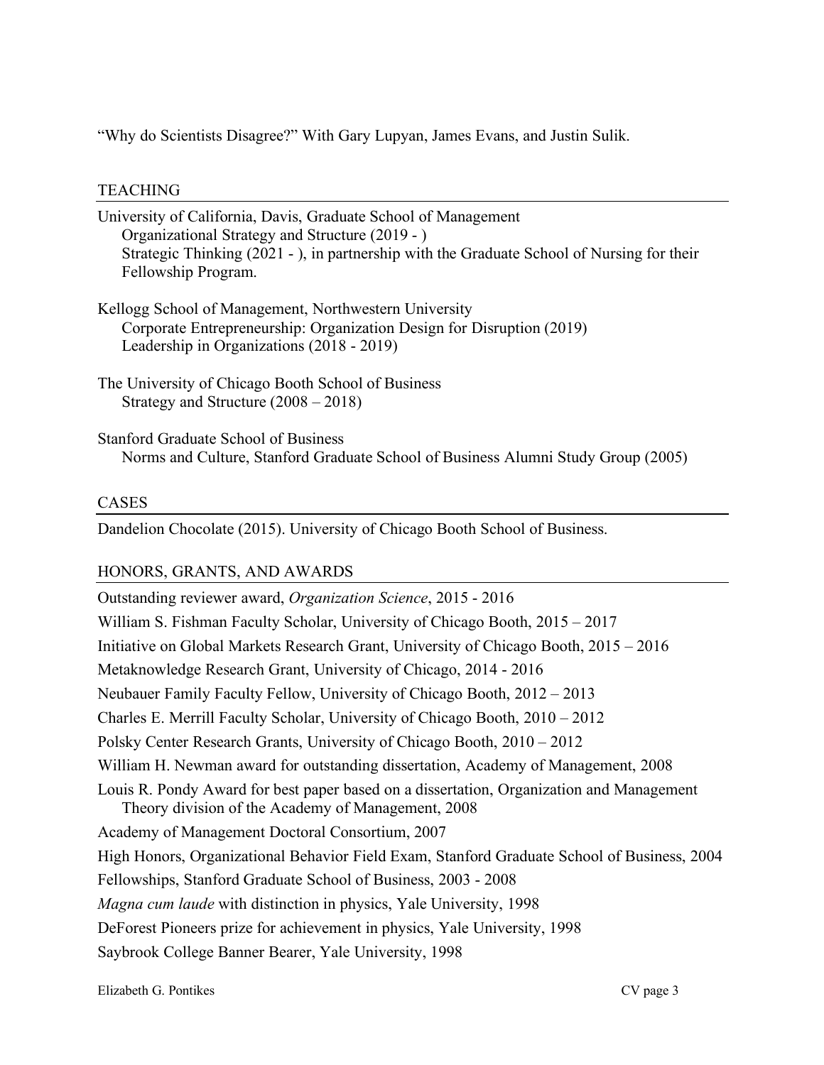"Why do Scientists Disagree?" With Gary Lupyan, James Evans, and Justin Sulik.

## TEACHING

University of California, Davis, Graduate School of Management
- Organizational Strategy and Structure (2019 - )
- Strategic Thinking (2021 - ), in partnership with the Graduate School of Nursing for their Fellowship Program.

Kellogg School of Management, Northwestern University
- Corporate Entrepreneurship: Organization Design for Disruption (2019)
- Leadership in Organizations (2018 - 2019)

The University of Chicago Booth School of Business
- Strategy and Structure (2008 – 2018)

Stanford Graduate School of Business
- Norms and Culture, Stanford Graduate School of Business Alumni Study Group (2005)

## CASES

Dandelion Chocolate (2015). University of Chicago Booth School of Business.

## HONORS, GRANTS, AND AWARDS

Outstanding reviewer award, *Organization Science*, 2015 - 2016

William S. Fishman Faculty Scholar, University of Chicago Booth, 2015 – 2017

Initiative on Global Markets Research Grant, University of Chicago Booth, 2015 – 2016

Metaknowledge Research Grant, University of Chicago, 2014 - 2016

Neubauer Family Faculty Fellow, University of Chicago Booth, 2012 – 2013

Charles E. Merrill Faculty Scholar, University of Chicago Booth, 2010 – 2012

Polsky Center Research Grants, University of Chicago Booth, 2010 – 2012

William H. Newman award for outstanding dissertation, Academy of Management, 2008

Louis R. Pondy Award for best paper based on a dissertation, Organization and Management Theory division of the Academy of Management, 2008

Academy of Management Doctoral Consortium, 2007

High Honors, Organizational Behavior Field Exam, Stanford Graduate School of Business, 2004

Fellowships, Stanford Graduate School of Business, 2003 - 2008

*Magna cum laude* with distinction in physics, Yale University, 1998

DeForest Pioneers prize for achievement in physics, Yale University, 1998

Saybrook College Banner Bearer, Yale University, 1998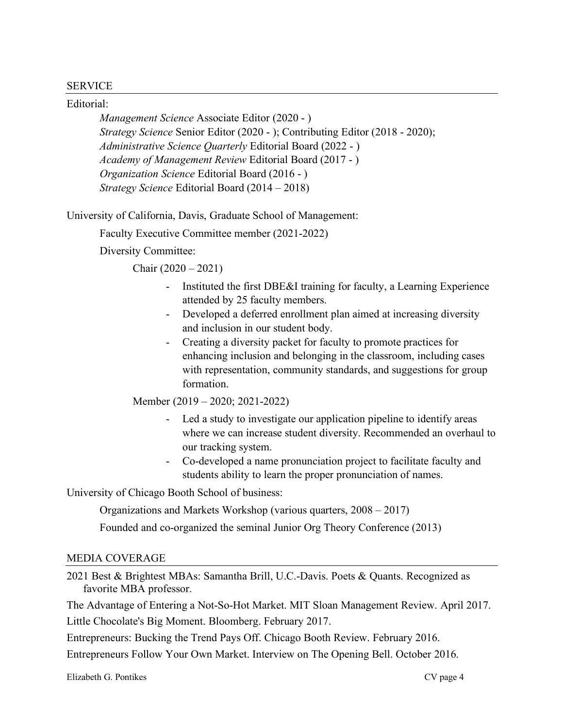## SERVICE

Editorial:

- *Management Science* Associate Editor (2020 - )
- *Strategy Science* Senior Editor (2020 - ); Contributing Editor (2018 - 2020);
- *Administrative Science Quarterly* Editorial Board (2022 - )
- *Academy of Management Review* Editorial Board (2017 - )
- *Organization Science* Editorial Board (2016 - )
- *Strategy Science* Editorial Board (2014 – 2018)

University of California, Davis, Graduate School of Management:

- Faculty Executive Committee member (2021-2022)
- Diversity Committee:
  - Chair (2020 – 2021)
    - Instituted the first DBE&I training for faculty, a Learning Experience attended by 25 faculty members.
    - Developed a deferred enrollment plan aimed at increasing diversity and inclusion in our student body.
    - Creating a diversity packet for faculty to promote practices for enhancing inclusion and belonging in the classroom, including cases with representation, community standards, and suggestions for group formation.
  - Member (2019 – 2020; 2021-2022)
    - Led a study to investigate our application pipeline to identify areas where we can increase student diversity. Recommended an overhaul to our tracking system.
    - Co-developed a name pronunciation project to facilitate faculty and students ability to learn the proper pronunciation of names.

University of Chicago Booth School of business:

- Organizations and Markets Workshop (various quarters, 2008 – 2017)
- Founded and co-organized the seminal Junior Org Theory Conference (2013)

## MEDIA COVERAGE

2021 Best & Brightest MBAs: Samantha Brill, U.C.-Davis. Poets & Quants. Recognized as favorite MBA professor.

The Advantage of Entering a Not-So-Hot Market. MIT Sloan Management Review. April 2017.

Little Chocolate's Big Moment. Bloomberg. February 2017.

Entrepreneurs: Bucking the Trend Pays Off. Chicago Booth Review. February 2016.

Entrepreneurs Follow Your Own Market. Interview on The Opening Bell. October 2016.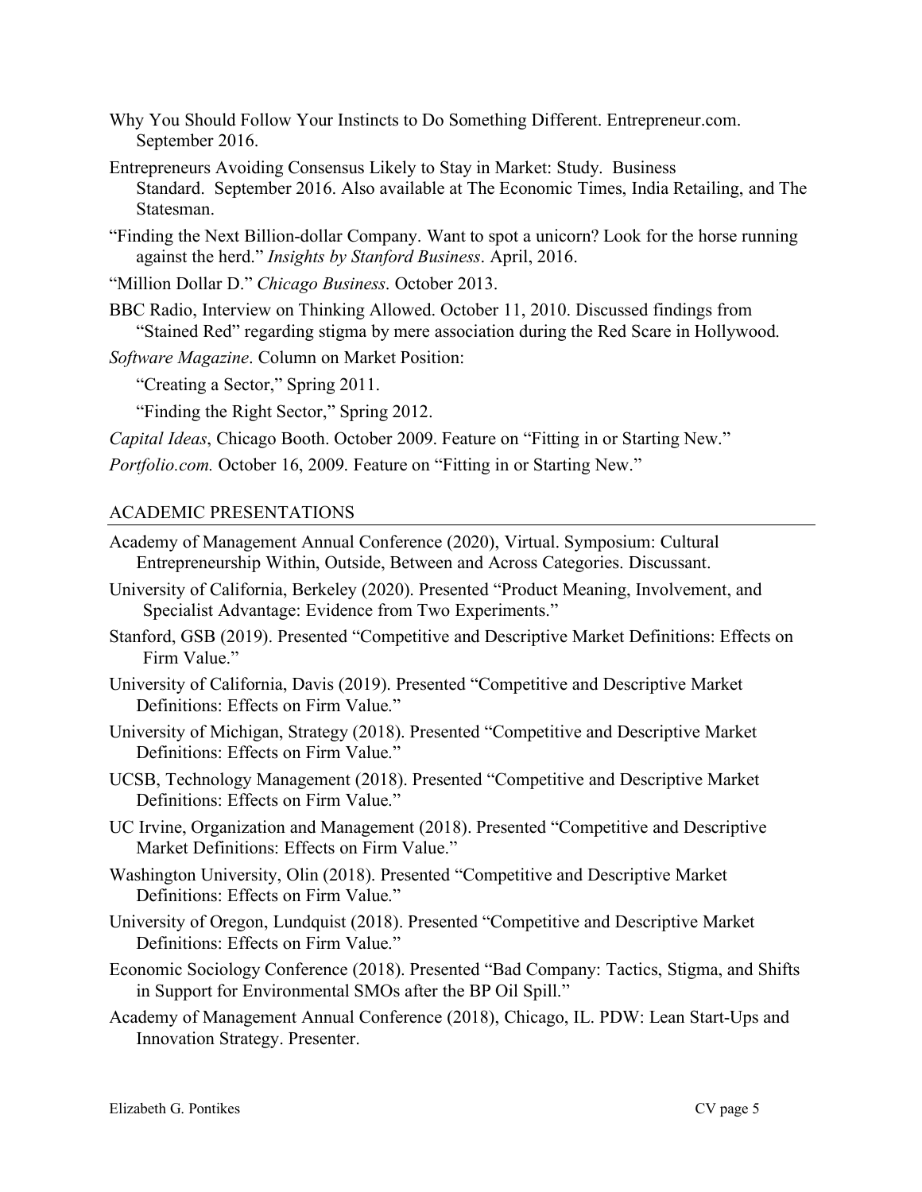Why You Should Follow Your Instincts to Do Something Different. Entrepreneur.com. September 2016.

Entrepreneurs Avoiding Consensus Likely to Stay in Market: Study. Business Standard. September 2016. Also available at The Economic Times, India Retailing, and The Statesman.

"Finding the Next Billion-dollar Company. Want to spot a unicorn? Look for the horse running against the herd." *Insights by Stanford Business*. April, 2016.

"Million Dollar D." *Chicago Business*. October 2013.

BBC Radio, Interview on Thinking Allowed. October 11, 2010. Discussed findings from "Stained Red" regarding stigma by mere association during the Red Scare in Hollywood.

*Software Magazine*. Column on Market Position:

"Creating a Sector," Spring 2011.

"Finding the Right Sector," Spring 2012.

*Capital Ideas*, Chicago Booth. October 2009. Feature on "Fitting in or Starting New."

*Portfolio.com.* October 16, 2009. Feature on "Fitting in or Starting New."

## ACADEMIC PRESENTATIONS

Academy of Management Annual Conference (2020), Virtual. Symposium: Cultural Entrepreneurship Within, Outside, Between and Across Categories. Discussant.

University of California, Berkeley (2020). Presented "Product Meaning, Involvement, and Specialist Advantage: Evidence from Two Experiments."

Stanford, GSB (2019). Presented "Competitive and Descriptive Market Definitions: Effects on Firm Value."

University of California, Davis (2019). Presented "Competitive and Descriptive Market Definitions: Effects on Firm Value."

University of Michigan, Strategy (2018). Presented "Competitive and Descriptive Market Definitions: Effects on Firm Value."

UCSB, Technology Management (2018). Presented "Competitive and Descriptive Market Definitions: Effects on Firm Value."

UC Irvine, Organization and Management (2018). Presented "Competitive and Descriptive Market Definitions: Effects on Firm Value."

Washington University, Olin (2018). Presented "Competitive and Descriptive Market Definitions: Effects on Firm Value."

University of Oregon, Lundquist (2018). Presented "Competitive and Descriptive Market Definitions: Effects on Firm Value."

Economic Sociology Conference (2018). Presented "Bad Company: Tactics, Stigma, and Shifts in Support for Environmental SMOs after the BP Oil Spill."

Academy of Management Annual Conference (2018), Chicago, IL. PDW: Lean Start-Ups and Innovation Strategy. Presenter.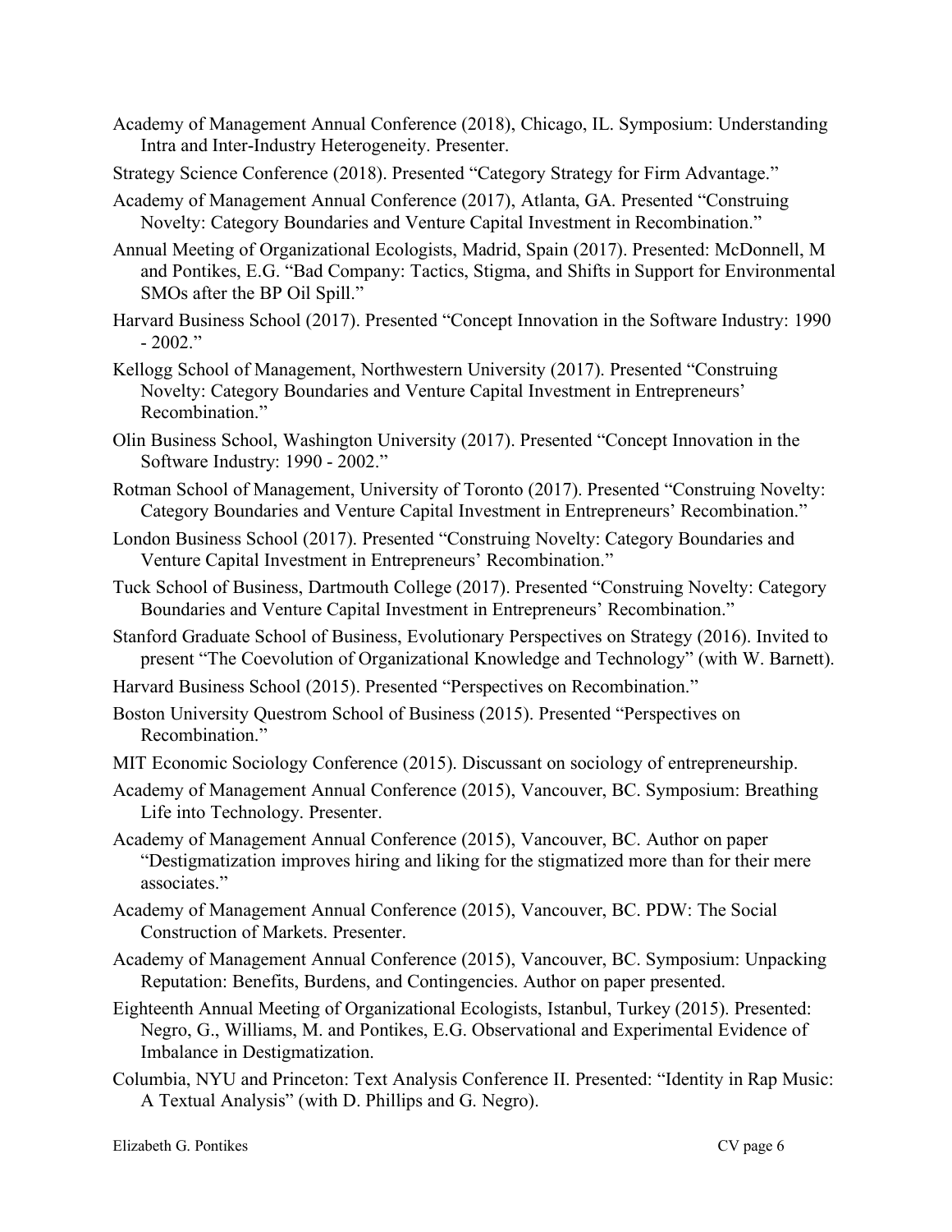Academy of Management Annual Conference (2018), Chicago, IL. Symposium: Understanding Intra and Inter-Industry Heterogeneity. Presenter.

Strategy Science Conference (2018). Presented "Category Strategy for Firm Advantage."

Academy of Management Annual Conference (2017), Atlanta, GA. Presented "Construing Novelty: Category Boundaries and Venture Capital Investment in Recombination."

Annual Meeting of Organizational Ecologists, Madrid, Spain (2017). Presented: McDonnell, M and Pontikes, E.G. "Bad Company: Tactics, Stigma, and Shifts in Support for Environmental SMOs after the BP Oil Spill."

Harvard Business School (2017). Presented "Concept Innovation in the Software Industry: 1990 - 2002."

Kellogg School of Management, Northwestern University (2017). Presented "Construing Novelty: Category Boundaries and Venture Capital Investment in Entrepreneurs' Recombination."

Olin Business School, Washington University (2017). Presented "Concept Innovation in the Software Industry: 1990 - 2002."

Rotman School of Management, University of Toronto (2017). Presented "Construing Novelty: Category Boundaries and Venture Capital Investment in Entrepreneurs' Recombination."

London Business School (2017). Presented "Construing Novelty: Category Boundaries and Venture Capital Investment in Entrepreneurs' Recombination."

Tuck School of Business, Dartmouth College (2017). Presented "Construing Novelty: Category Boundaries and Venture Capital Investment in Entrepreneurs' Recombination."

Stanford Graduate School of Business, Evolutionary Perspectives on Strategy (2016). Invited to present "The Coevolution of Organizational Knowledge and Technology" (with W. Barnett).

Harvard Business School (2015). Presented "Perspectives on Recombination."

Boston University Questrom School of Business (2015). Presented "Perspectives on Recombination."

MIT Economic Sociology Conference (2015). Discussant on sociology of entrepreneurship.

Academy of Management Annual Conference (2015), Vancouver, BC. Symposium: Breathing Life into Technology. Presenter.

Academy of Management Annual Conference (2015), Vancouver, BC. Author on paper "Destigmatization improves hiring and liking for the stigmatized more than for their mere associates."

Academy of Management Annual Conference (2015), Vancouver, BC. PDW: The Social Construction of Markets. Presenter.

Academy of Management Annual Conference (2015), Vancouver, BC. Symposium: Unpacking Reputation: Benefits, Burdens, and Contingencies. Author on paper presented.

Eighteenth Annual Meeting of Organizational Ecologists, Istanbul, Turkey (2015). Presented: Negro, G., Williams, M. and Pontikes, E.G. Observational and Experimental Evidence of Imbalance in Destigmatization.

Columbia, NYU and Princeton: Text Analysis Conference II. Presented: "Identity in Rap Music: A Textual Analysis" (with D. Phillips and G. Negro).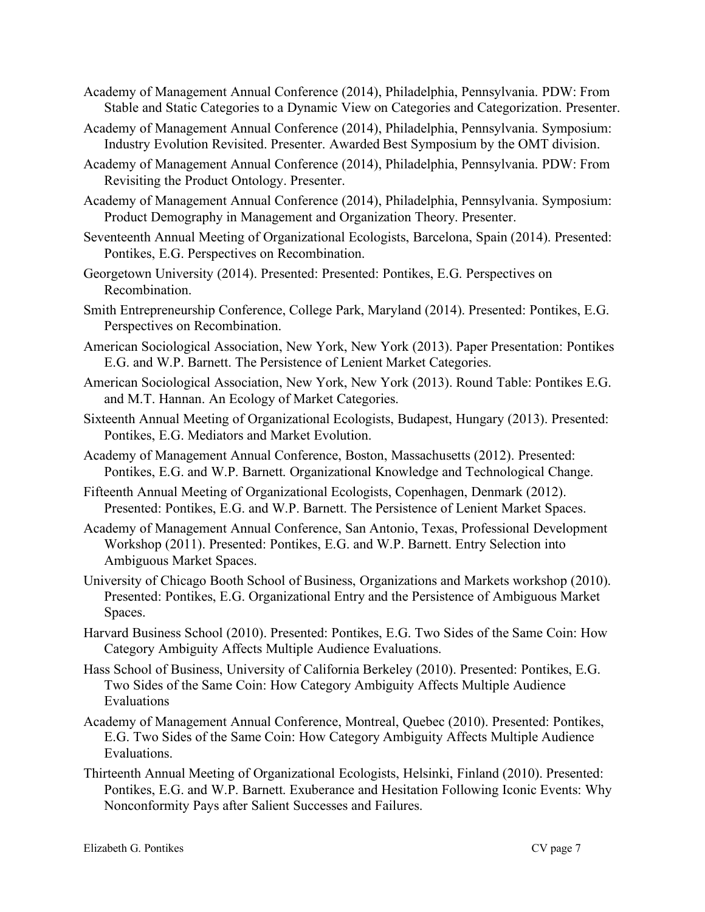Academy of Management Annual Conference (2014), Philadelphia, Pennsylvania. PDW: From Stable and Static Categories to a Dynamic View on Categories and Categorization. Presenter.

Academy of Management Annual Conference (2014), Philadelphia, Pennsylvania. Symposium: Industry Evolution Revisited. Presenter. Awarded Best Symposium by the OMT division.

Academy of Management Annual Conference (2014), Philadelphia, Pennsylvania. PDW: From Revisiting the Product Ontology. Presenter.

Academy of Management Annual Conference (2014), Philadelphia, Pennsylvania. Symposium: Product Demography in Management and Organization Theory. Presenter.

Seventeenth Annual Meeting of Organizational Ecologists, Barcelona, Spain (2014). Presented: Pontikes, E.G. Perspectives on Recombination.

Georgetown University (2014). Presented: Presented: Pontikes, E.G. Perspectives on Recombination.

Smith Entrepreneurship Conference, College Park, Maryland (2014). Presented: Pontikes, E.G. Perspectives on Recombination.

American Sociological Association, New York, New York (2013). Paper Presentation: Pontikes E.G. and W.P. Barnett. The Persistence of Lenient Market Categories.

American Sociological Association, New York, New York (2013). Round Table: Pontikes E.G. and M.T. Hannan. An Ecology of Market Categories.

Sixteenth Annual Meeting of Organizational Ecologists, Budapest, Hungary (2013). Presented: Pontikes, E.G. Mediators and Market Evolution.

Academy of Management Annual Conference, Boston, Massachusetts (2012). Presented: Pontikes, E.G. and W.P. Barnett. Organizational Knowledge and Technological Change.

Fifteenth Annual Meeting of Organizational Ecologists, Copenhagen, Denmark (2012). Presented: Pontikes, E.G. and W.P. Barnett. The Persistence of Lenient Market Spaces.

Academy of Management Annual Conference, San Antonio, Texas, Professional Development Workshop (2011). Presented: Pontikes, E.G. and W.P. Barnett. Entry Selection into Ambiguous Market Spaces.

University of Chicago Booth School of Business, Organizations and Markets workshop (2010). Presented: Pontikes, E.G. Organizational Entry and the Persistence of Ambiguous Market Spaces.

Harvard Business School (2010). Presented: Pontikes, E.G. Two Sides of the Same Coin: How Category Ambiguity Affects Multiple Audience Evaluations.

Hass School of Business, University of California Berkeley (2010). Presented: Pontikes, E.G. Two Sides of the Same Coin: How Category Ambiguity Affects Multiple Audience Evaluations

Academy of Management Annual Conference, Montreal, Quebec (2010). Presented: Pontikes, E.G. Two Sides of the Same Coin: How Category Ambiguity Affects Multiple Audience Evaluations.

Thirteenth Annual Meeting of Organizational Ecologists, Helsinki, Finland (2010). Presented: Pontikes, E.G. and W.P. Barnett. Exuberance and Hesitation Following Iconic Events: Why Nonconformity Pays after Salient Successes and Failures.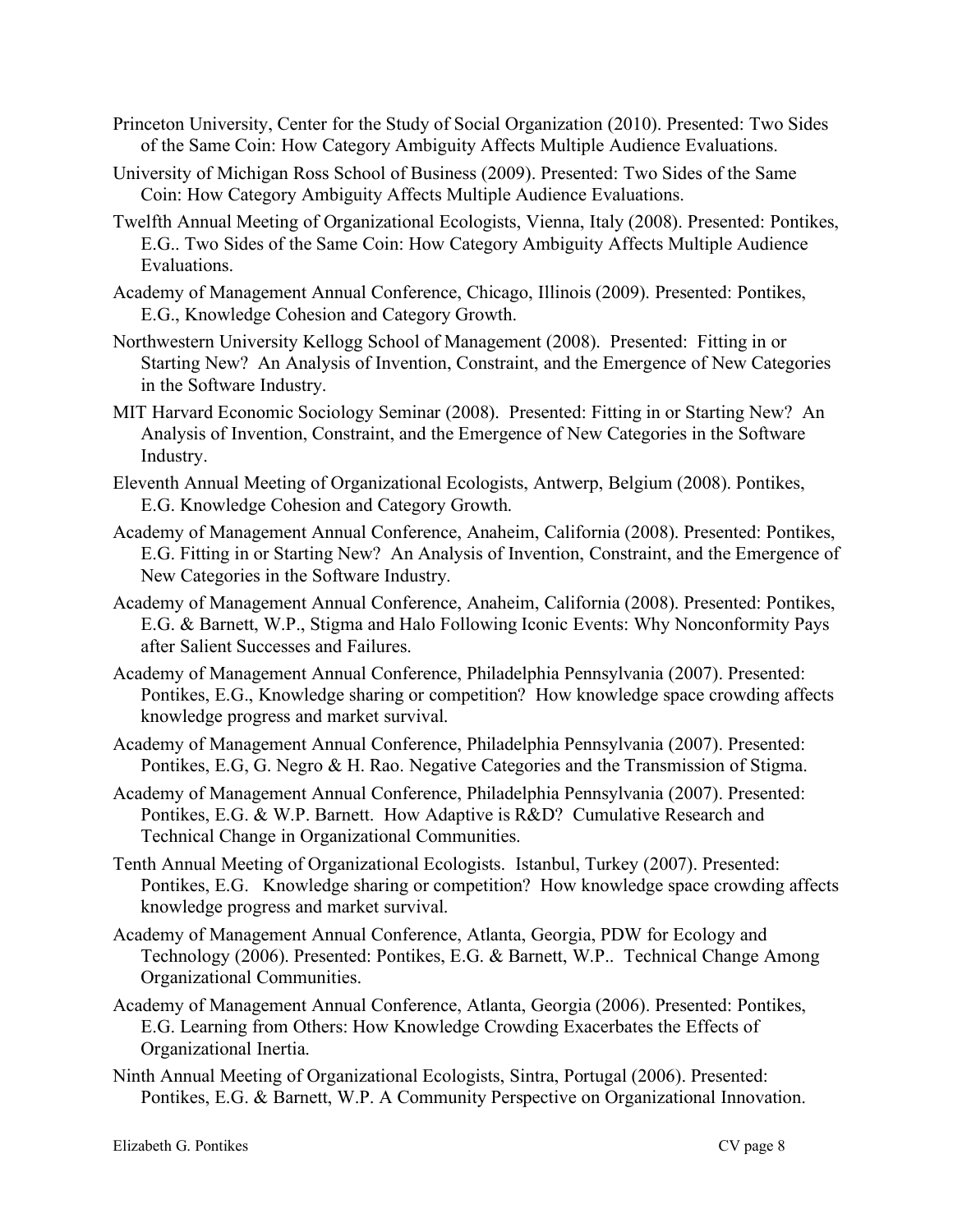Princeton University, Center for the Study of Social Organization (2010). Presented: Two Sides of the Same Coin: How Category Ambiguity Affects Multiple Audience Evaluations.

University of Michigan Ross School of Business (2009). Presented: Two Sides of the Same Coin: How Category Ambiguity Affects Multiple Audience Evaluations.

Twelfth Annual Meeting of Organizational Ecologists, Vienna, Italy (2008). Presented: Pontikes, E.G.. Two Sides of the Same Coin: How Category Ambiguity Affects Multiple Audience Evaluations.

Academy of Management Annual Conference, Chicago, Illinois (2009). Presented: Pontikes, E.G., Knowledge Cohesion and Category Growth.

Northwestern University Kellogg School of Management (2008). Presented: Fitting in or Starting New? An Analysis of Invention, Constraint, and the Emergence of New Categories in the Software Industry.

MIT Harvard Economic Sociology Seminar (2008). Presented: Fitting in or Starting New? An Analysis of Invention, Constraint, and the Emergence of New Categories in the Software Industry.

Eleventh Annual Meeting of Organizational Ecologists, Antwerp, Belgium (2008). Pontikes, E.G. Knowledge Cohesion and Category Growth.

Academy of Management Annual Conference, Anaheim, California (2008). Presented: Pontikes, E.G. Fitting in or Starting New? An Analysis of Invention, Constraint, and the Emergence of New Categories in the Software Industry.

Academy of Management Annual Conference, Anaheim, California (2008). Presented: Pontikes, E.G. & Barnett, W.P., Stigma and Halo Following Iconic Events: Why Nonconformity Pays after Salient Successes and Failures.

Academy of Management Annual Conference, Philadelphia Pennsylvania (2007). Presented: Pontikes, E.G., Knowledge sharing or competition? How knowledge space crowding affects knowledge progress and market survival.

Academy of Management Annual Conference, Philadelphia Pennsylvania (2007). Presented: Pontikes, E.G, G. Negro & H. Rao. Negative Categories and the Transmission of Stigma.

Academy of Management Annual Conference, Philadelphia Pennsylvania (2007). Presented: Pontikes, E.G. & W.P. Barnett. How Adaptive is R&D? Cumulative Research and Technical Change in Organizational Communities.

Tenth Annual Meeting of Organizational Ecologists. Istanbul, Turkey (2007). Presented: Pontikes, E.G. Knowledge sharing or competition? How knowledge space crowding affects knowledge progress and market survival.

Academy of Management Annual Conference, Atlanta, Georgia, PDW for Ecology and Technology (2006). Presented: Pontikes, E.G. & Barnett, W.P.. Technical Change Among Organizational Communities.

Academy of Management Annual Conference, Atlanta, Georgia (2006). Presented: Pontikes, E.G. Learning from Others: How Knowledge Crowding Exacerbates the Effects of Organizational Inertia.

Ninth Annual Meeting of Organizational Ecologists, Sintra, Portugal (2006). Presented: Pontikes, E.G. & Barnett, W.P. A Community Perspective on Organizational Innovation.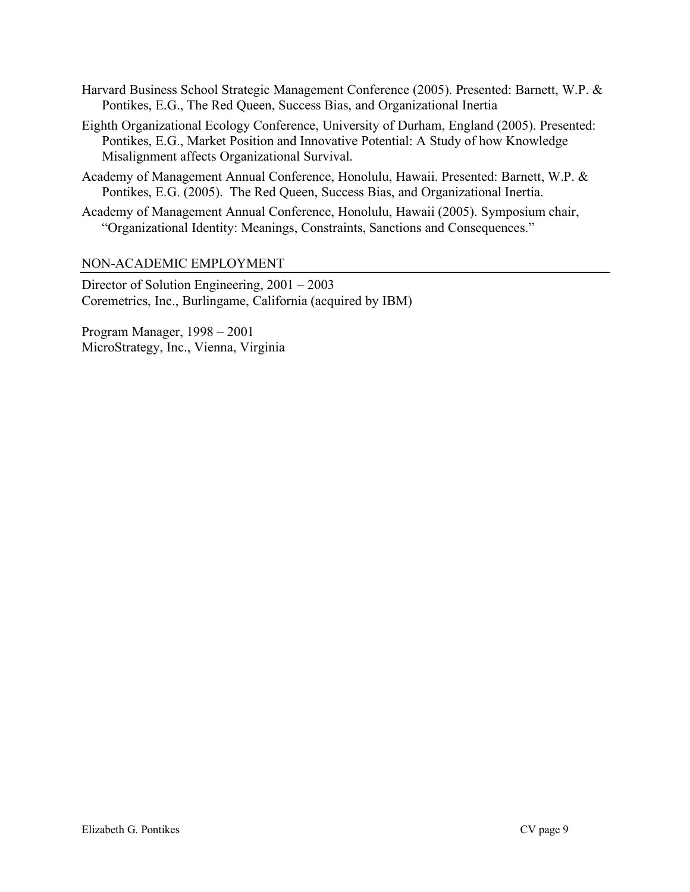Harvard Business School Strategic Management Conference (2005). Presented: Barnett, W.P. & Pontikes, E.G., The Red Queen, Success Bias, and Organizational Inertia

Eighth Organizational Ecology Conference, University of Durham, England (2005). Presented: Pontikes, E.G., Market Position and Innovative Potential: A Study of how Knowledge Misalignment affects Organizational Survival.

Academy of Management Annual Conference, Honolulu, Hawaii. Presented: Barnett, W.P. & Pontikes, E.G. (2005). The Red Queen, Success Bias, and Organizational Inertia.

Academy of Management Annual Conference, Honolulu, Hawaii (2005). Symposium chair, "Organizational Identity: Meanings, Constraints, Sanctions and Consequences."

## NON-ACADEMIC EMPLOYMENT

Director of Solution Engineering, 2001 – 2003
Coremetrics, Inc., Burlingame, California (acquired by IBM)

Program Manager, 1998 – 2001
MicroStrategy, Inc., Vienna, Virginia